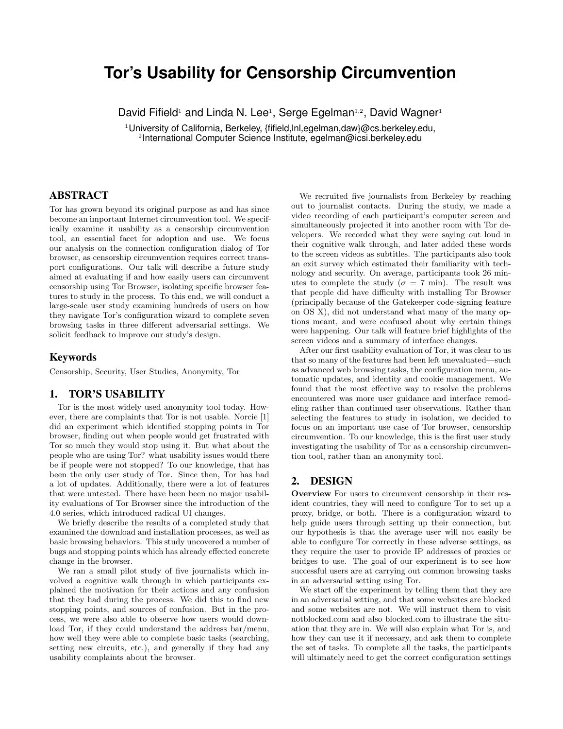// Tor's Usability for Censorship Circumvention

David Fifield[1] and Linda N. Lee[1], Serge Egelman[1,2], David Wagner[1]

[1]University of California, Berkeley, {fifield,lnl,egelman,daw}@cs.berkeley.edu,
[2]International Computer Science Institute, egelman@icsi.berkeley.edu

## ABSTRACT

Tor has grown beyond its original purpose as and has since become an important Internet circumvention tool. We specifically examine it usability as a censorship circumvention tool, an essential facet for adoption and use. We focus our analysis on the connection configuration dialog of Tor browser, as censorship circumvention requires correct transport configurations. Our talk will describe a future study aimed at evaluating if and how easily users can circumvent censorship using Tor Browser, isolating specific browser features to study in the process. To this end, we will conduct a large-scale user study examining hundreds of users on how they navigate Tor's configuration wizard to complete seven browsing tasks in three different adversarial settings. We solicit feedback to improve our study's design.

## Keywords

Censorship, Security, User Studies, Anonymity, Tor

## 1. TOR'S USABILITY

Tor is the most widely used anonymity tool today. However, there are complaints that Tor is not usable. Norcie [1] did an experiment which identified stopping points in Tor browser, finding out when people would get frustrated with Tor so much they would stop using it. But what about the people who are using Tor? what usability issues would there be if people were not stopped? To our knowledge, that has been the only user study of Tor. Since then, Tor has had a lot of updates. Additionally, there were a lot of features that were untested. There have been been no major usability evaluations of Tor Browser since the introduction of the 4.0 series, which introduced radical UI changes.

We briefly describe the results of a completed study that examined the download and installation processes, as well as basic browsing behaviors. This study uncovered a number of bugs and stopping points which has already effected concrete change in the browser.

We ran a small pilot study of five journalists which involved a cognitive walk through in which participants explained the motivation for their actions and any confusion that they had during the process. We did this to find new stopping points, and sources of confusion. But in the process, we were also able to observe how users would download Tor, if they could understand the address bar/menu, how well they were able to complete basic tasks (searching, setting new circuits, etc.), and generally if they had any usability complaints about the browser.

We recruited five journalists from Berkeley by reaching out to journalist contacts. During the study, we made a video recording of each participant's computer screen and simultaneously projected it into another room with Tor developers. We recorded what they were saying out loud in their cognitive walk through, and later added these words to the screen videos as subtitles. The participants also took an exit survey which estimated their familiarity with technology and security. On average, participants took 26 minutes to complete the study ($\sigma = 7$ min). The result was that people did have difficulty with installing Tor Browser (principally because of the Gatekeeper code-signing feature on OS X), did not understand what many of the many options meant, and were confused about why certain things were happening. Our talk will feature brief highlights of the screen videos and a summary of interface changes.

After our first usability evaluation of Tor, it was clear to us that so many of the features had been left unevaluated—such as advanced web browsing tasks, the configuration menu, automatic updates, and identity and cookie management. We found that the most effective way to resolve the problems encountered was more user guidance and interface remodeling rather than continued user observations. Rather than selecting the features to study in isolation, we decided to focus on an important use case of Tor browser, censorship circumvention. To our knowledge, this is the first user study investigating the usability of Tor as a censorship circumvention tool, rather than an anonymity tool.

## 2. DESIGN

**Overview** For users to circumvent censorship in their resident countries, they will need to configure Tor to set up a proxy, bridge, or both. There is a configuration wizard to help guide users through setting up their connection, but our hypothesis is that the average user will not easily be able to configure Tor correctly in these adverse settings, as they require the user to provide IP addresses of proxies or bridges to use. The goal of our experiment is to see how successful users are at carrying out common browsing tasks in an adversarial setting using Tor.

We start off the experiment by telling them that they are in an adversarial setting, and that some websites are blocked and some websites are not. We will instruct them to visit notblocked.com and also blocked.com to illustrate the situation that they are in. We will also explain what Tor is, and how they can use it if necessary, and ask them to complete the set of tasks. To complete all the tasks, the participants will ultimately need to get the correct configuration settings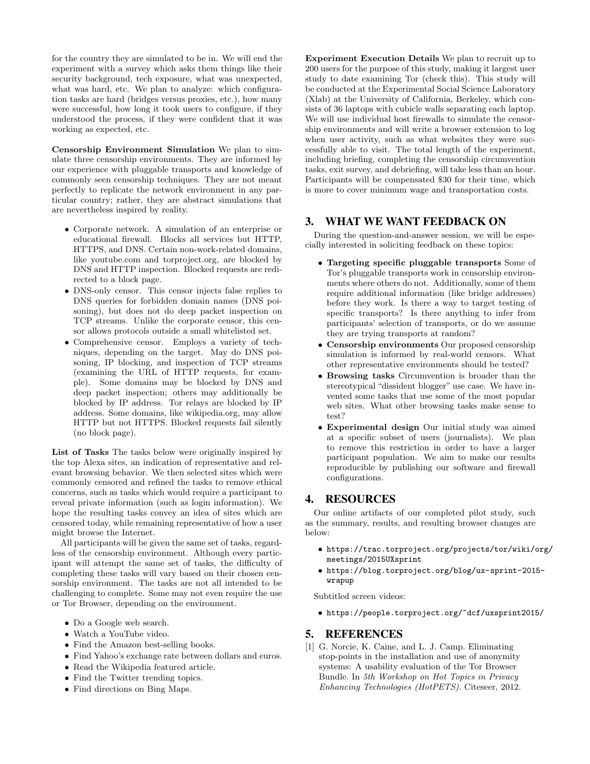for the country they are simulated to be in. We will end the experiment with a survey which asks them things like their security background, tech exposure, what was unexpected, what was hard, etc. We plan to analyze: which configuration tasks are hard (bridges versus proxies, etc.), how many were successful, how long it took users to configure, if they understood the process, if they were confident that it was working as expected, etc.

**Censorship Environment Simulation** We plan to simulate three censorship environments. They are informed by our experience with pluggable transports and knowledge of commonly seen censorship techniques. They are not meant perfectly to replicate the network environment in any particular country; rather, they are abstract simulations that are nevertheless inspired by reality.

- Corporate network. A simulation of an enterprise or educational firewall. Blocks all services but HTTP, HTTPS, and DNS. Certain non-work-related domains, like youtube.com and torproject.org, are blocked by DNS and HTTP inspection. Blocked requests are redirected to a block page.
- DNS-only censor. This censor injects false replies to DNS queries for forbidden domain names (DNS poisoning), but does not do deep packet inspection on TCP streams. Unlike the corporate censor, this censor allows protocols outside a small whitelisted set.
- Comprehensive censor. Employs a variety of techniques, depending on the target. May do DNS poisoning, IP blocking, and inspection of TCP streams (examining the URL of HTTP requests, for example). Some domains may be blocked by DNS and deep packet inspection; others may additionally be blocked by IP address. Tor relays are blocked by IP address. Some domains, like wikipedia.org, may allow HTTP but not HTTPS. Blocked requests fail silently (no block page).

**List of Tasks** The tasks below were originally inspired by the top Alexa sites, an indication of representative and relevant browsing behavior. We then selected sites which were commonly censored and refined the tasks to remove ethical concerns, such as tasks which would require a participant to reveal private information (such as login information). We hope the resulting tasks convey an idea of sites which are censored today, while remaining representative of how a user might browse the Internet.

All participants will be given the same set of tasks, regardless of the censorship environment. Although every participant will attempt the same set of tasks, the difficulty of completing these tasks will vary based on their chosen censorship environment. The tasks are not all intended to be challenging to complete. Some may not even require the use or Tor Browser, depending on the environment.

- Do a Google web search.
- Watch a YouTube video.
- Find the Amazon best-selling books.
- Find Yahoo's exchange rate between dollars and euros.
- Read the Wikipedia featured article.
- Find the Twitter trending topics.
- Find directions on Bing Maps.

**Experiment Execution Details** We plan to recruit up to 200 users for the purpose of this study, making it largest user study to date examining Tor (check this). This study will be conducted at the Experimental Social Science Laboratory (Xlab) at the University of California, Berkeley, which consists of 36 laptops with cubicle walls separating each laptop. We will use individual host firewalls to simulate the censorship environments and will write a browser extension to log when user activity, such as what websites they were successfully able to visit. The total length of the experiment, including briefing, completing the censorship circumvention tasks, exit survey, and debriefing, will take less than an hour. Participants will be compensated $30 for their time, which is more to cover minimum wage and transportation costs.

## 3. WHAT WE WANT FEEDBACK ON

During the question-and-answer session, we will be especially interested in soliciting feedback on these topics:

- **Targeting specific pluggable transports** Some of Tor's pluggable transports work in censorship environments where others do not. Additionally, some of them require additional information (like bridge addresses) before they work. Is there a way to target testing of specific transports? Is there anything to infer from participants' selection of transports, or do we assume they are trying transports at random?
- **Censorship environments** Our proposed censorship simulation is informed by real-world censors. What other representative environments should be tested?
- **Browsing tasks** Circumvention is broader than the stereotypical "dissident blogger" use case. We have invented some tasks that use some of the most popular web sites. What other browsing tasks make sense to test?
- **Experimental design** Our initial study was aimed at a specific subset of users (journalists). We plan to remove this restriction in order to have a larger participant population. We aim to make our results reproducible by publishing our software and firewall configurations.

## 4. RESOURCES

Our online artifacts of our completed pilot study, such as the summary, results, and resulting browser changes are below:

- `https://trac.torproject.org/projects/tor/wiki/org/meetings/2015UXsprint`
- `https://blog.torproject.org/blog/ux-sprint-2015-wrapup`

Subtitled screen videos:

- `https://people.torproject.org/~dcf/uxsprint2015/`

## 5. REFERENCES

[1] G. Norcie, K. Caine, and L. J. Camp. Eliminating stop-points in the installation and use of anonymity systems: A usability evaluation of the Tor Browser Bundle. In *5th Workshop on Hot Topics in Privacy Enhancing Technologies (HotPETS)*. Citeseer, 2012.